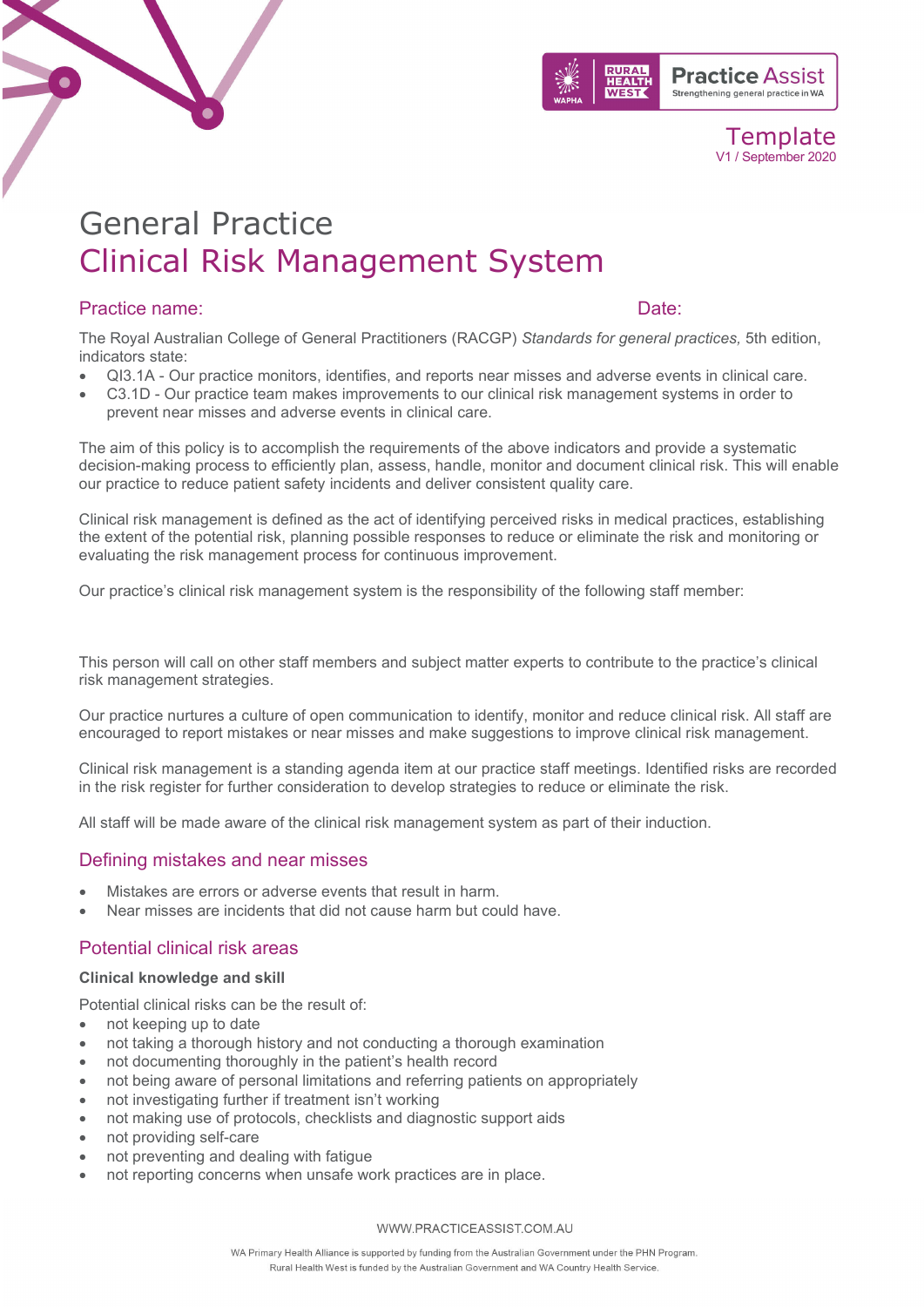Template
V1 / September 2020

# General Practice
# Clinical Risk Management System

**Practice name:** **Date:**

The Royal Australian College of General Practitioners (RACGP) *Standards for general practices,* 5th edition, indicators state:

- QI3.1A - Our practice monitors, identifies, and reports near misses and adverse events in clinical care.
- C3.1D - Our practice team makes improvements to our clinical risk management systems in order to prevent near misses and adverse events in clinical care.

The aim of this policy is to accomplish the requirements of the above indicators and provide a systematic decision-making process to efficiently plan, assess, handle, monitor and document clinical risk. This will enable our practice to reduce patient safety incidents and deliver consistent quality care.

Clinical risk management is defined as the act of identifying perceived risks in medical practices, establishing the extent of the potential risk, planning possible responses to reduce or eliminate the risk and monitoring or evaluating the risk management process for continuous improvement.

Our practice's clinical risk management system is the responsibility of the following staff member:

This person will call on other staff members and subject matter experts to contribute to the practice's clinical risk management strategies.

Our practice nurtures a culture of open communication to identify, monitor and reduce clinical risk. All staff are encouraged to report mistakes or near misses and make suggestions to improve clinical risk management.

Clinical risk management is a standing agenda item at our practice staff meetings. Identified risks are recorded in the risk register for further consideration to develop strategies to reduce or eliminate the risk.

All staff will be made aware of the clinical risk management system as part of their induction.

## Defining mistakes and near misses

- Mistakes are errors or adverse events that result in harm.
- Near misses are incidents that did not cause harm but could have.

## Potential clinical risk areas

### Clinical knowledge and skill

Potential clinical risks can be the result of:

- not keeping up to date
- not taking a thorough history and not conducting a thorough examination
- not documenting thoroughly in the patient's health record
- not being aware of personal limitations and referring patients on appropriately
- not investigating further if treatment isn't working
- not making use of protocols, checklists and diagnostic support aids
- not providing self-care
- not preventing and dealing with fatigue
- not reporting concerns when unsafe work practices are in place.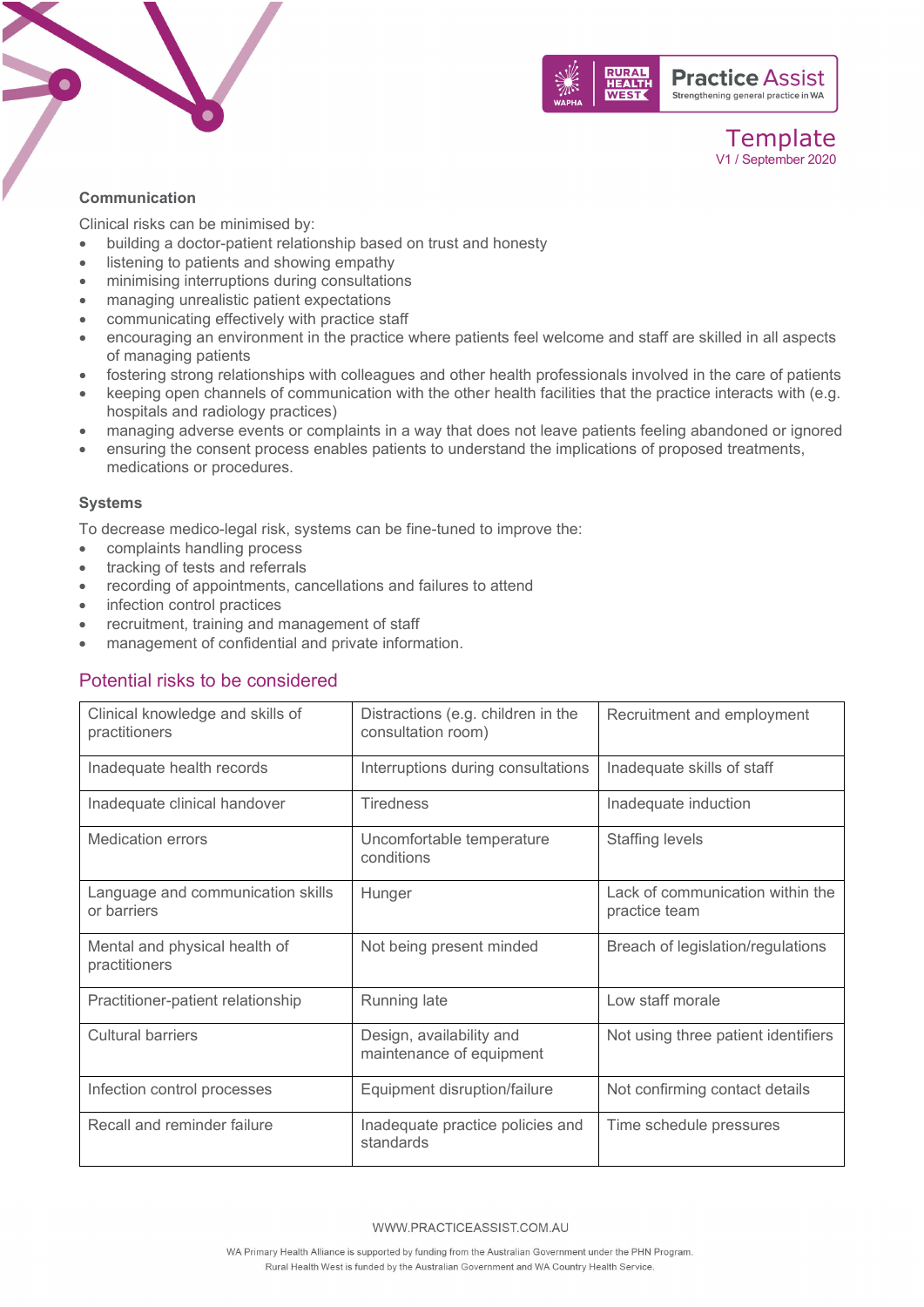### Communication

Clinical risks can be minimised by:

- building a doctor-patient relationship based on trust and honesty
- listening to patients and showing empathy
- minimising interruptions during consultations
- managing unrealistic patient expectations
- communicating effectively with practice staff
- encouraging an environment in the practice where patients feel welcome and staff are skilled in all aspects of managing patients
- fostering strong relationships with colleagues and other health professionals involved in the care of patients
- keeping open channels of communication with the other health facilities that the practice interacts with (e.g. hospitals and radiology practices)
- managing adverse events or complaints in a way that does not leave patients feeling abandoned or ignored
- ensuring the consent process enables patients to understand the implications of proposed treatments, medications or procedures.

### Systems

To decrease medico-legal risk, systems can be fine-tuned to improve the:

- complaints handling process
- tracking of tests and referrals
- recording of appointments, cancellations and failures to attend
- infection control practices
- recruitment, training and management of staff
- management of confidential and private information.

## Potential risks to be considered

| | | |
|---|---|---|
| Clinical knowledge and skills of practitioners | Distractions (e.g. children in the consultation room) | Recruitment and employment |
| Inadequate health records | Interruptions during consultations | Inadequate skills of staff |
| Inadequate clinical handover | Tiredness | Inadequate induction |
| Medication errors | Uncomfortable temperature conditions | Staffing levels |
| Language and communication skills or barriers | Hunger | Lack of communication within the practice team |
| Mental and physical health of practitioners | Not being present minded | Breach of legislation/regulations |
| Practitioner-patient relationship | Running late | Low staff morale |
| Cultural barriers | Design, availability and maintenance of equipment | Not using three patient identifiers |
| Infection control processes | Equipment disruption/failure | Not confirming contact details |
| Recall and reminder failure | Inadequate practice policies and standards | Time schedule pressures |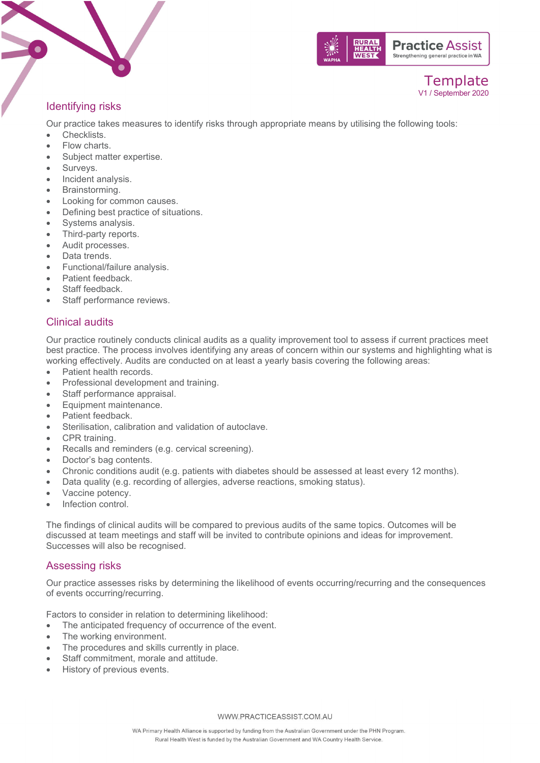## Identifying risks

Our practice takes measures to identify risks through appropriate means by utilising the following tools:

- Checklists.
- Flow charts.
- Subject matter expertise.
- Surveys.
- Incident analysis.
- Brainstorming.
- Looking for common causes.
- Defining best practice of situations.
- Systems analysis.
- Third-party reports.
- Audit processes.
- Data trends.
- Functional/failure analysis.
- Patient feedback.
- Staff feedback.
- Staff performance reviews.

## Clinical audits

Our practice routinely conducts clinical audits as a quality improvement tool to assess if current practices meet best practice. The process involves identifying any areas of concern within our systems and highlighting what is working effectively. Audits are conducted on at least a yearly basis covering the following areas:

- Patient health records.
- Professional development and training.
- Staff performance appraisal.
- Equipment maintenance.
- Patient feedback.
- Sterilisation, calibration and validation of autoclave.
- CPR training.
- Recalls and reminders (e.g. cervical screening).
- Doctor's bag contents.
- Chronic conditions audit (e.g. patients with diabetes should be assessed at least every 12 months).
- Data quality (e.g. recording of allergies, adverse reactions, smoking status).
- Vaccine potency.
- Infection control.

The findings of clinical audits will be compared to previous audits of the same topics. Outcomes will be discussed at team meetings and staff will be invited to contribute opinions and ideas for improvement. Successes will also be recognised.

## Assessing risks

Our practice assesses risks by determining the likelihood of events occurring/recurring and the consequences of events occurring/recurring.

Factors to consider in relation to determining likelihood:

- The anticipated frequency of occurrence of the event.
- The working environment.
- The procedures and skills currently in place.
- Staff commitment, morale and attitude.
- History of previous events.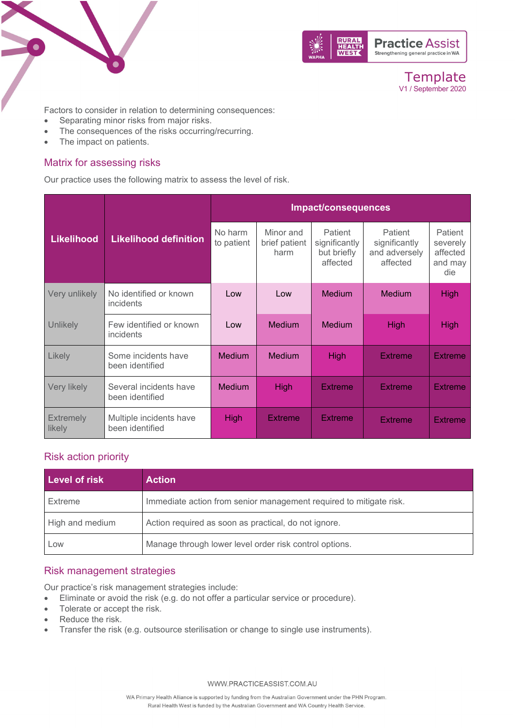Factors to consider in relation to determining consequences:

- Separating minor risks from major risks.
- The consequences of the risks occurring/recurring.
- The impact on patients.

## Matrix for assessing risks

Our practice uses the following matrix to assess the level of risk.

| Likelihood | Likelihood definition | Impact/consequences | | | | |
|---|---|---|---|---|---|---|
| | | No harm to patient | Minor and brief patient harm | Patient significantly but briefly affected | Patient significantly and adversely affected | Patient severely affected and may die |
| Very unlikely | No identified or known incidents | Low | Low | Medium | Medium | High |
| Unlikely | Few identified or known incidents | Low | Medium | Medium | High | High |
| Likely | Some incidents have been identified | Medium | Medium | High | Extreme | Extreme |
| Very likely | Several incidents have been identified | Medium | High | Extreme | Extreme | Extreme |
| Extremely likely | Multiple incidents have been identified | High | Extreme | Extreme | Extreme | Extreme |

## Risk action priority

| Level of risk | Action |
|---|---|
| Extreme | Immediate action from senior management required to mitigate risk. |
| High and medium | Action required as soon as practical, do not ignore. |
| Low | Manage through lower level order risk control options. |

## Risk management strategies

Our practice's risk management strategies include:

- Eliminate or avoid the risk (e.g. do not offer a particular service or procedure).
- Tolerate or accept the risk.
- Reduce the risk.
- Transfer the risk (e.g. outsource sterilisation or change to single use instruments).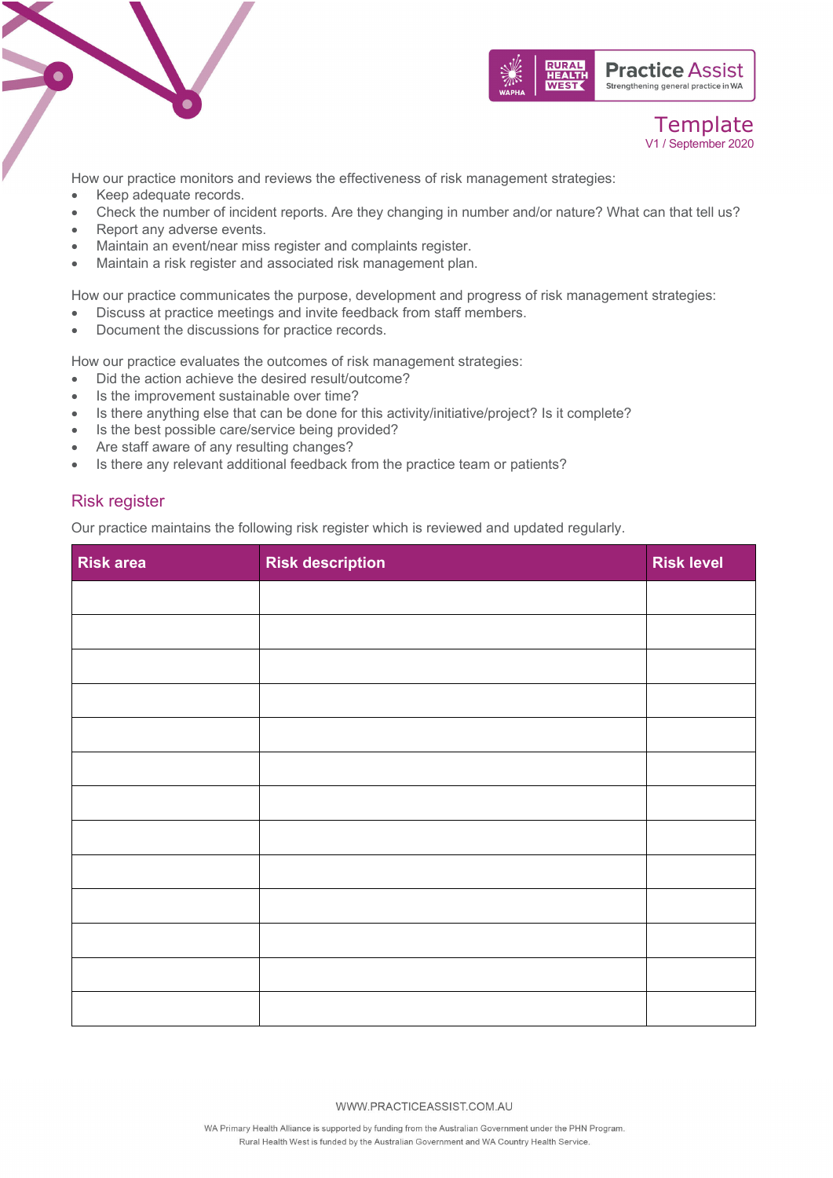How our practice monitors and reviews the effectiveness of risk management strategies:

- Keep adequate records.
- Check the number of incident reports. Are they changing in number and/or nature? What can that tell us?
- Report any adverse events.
- Maintain an event/near miss register and complaints register.
- Maintain a risk register and associated risk management plan.

How our practice communicates the purpose, development and progress of risk management strategies:

- Discuss at practice meetings and invite feedback from staff members.
- Document the discussions for practice records.

How our practice evaluates the outcomes of risk management strategies:

- Did the action achieve the desired result/outcome?
- Is the improvement sustainable over time?
- Is there anything else that can be done for this activity/initiative/project? Is it complete?
- Is the best possible care/service being provided?
- Are staff aware of any resulting changes?
- Is there any relevant additional feedback from the practice team or patients?

## Risk register

Our practice maintains the following risk register which is reviewed and updated regularly.

| Risk area | Risk description | Risk level |
|---|---|---|
| | | |
| | | |
| | | |
| | | |
| | | |
| | | |
| | | |
| | | |
| | | |
| | | |
| | | |
| | | |
| | | |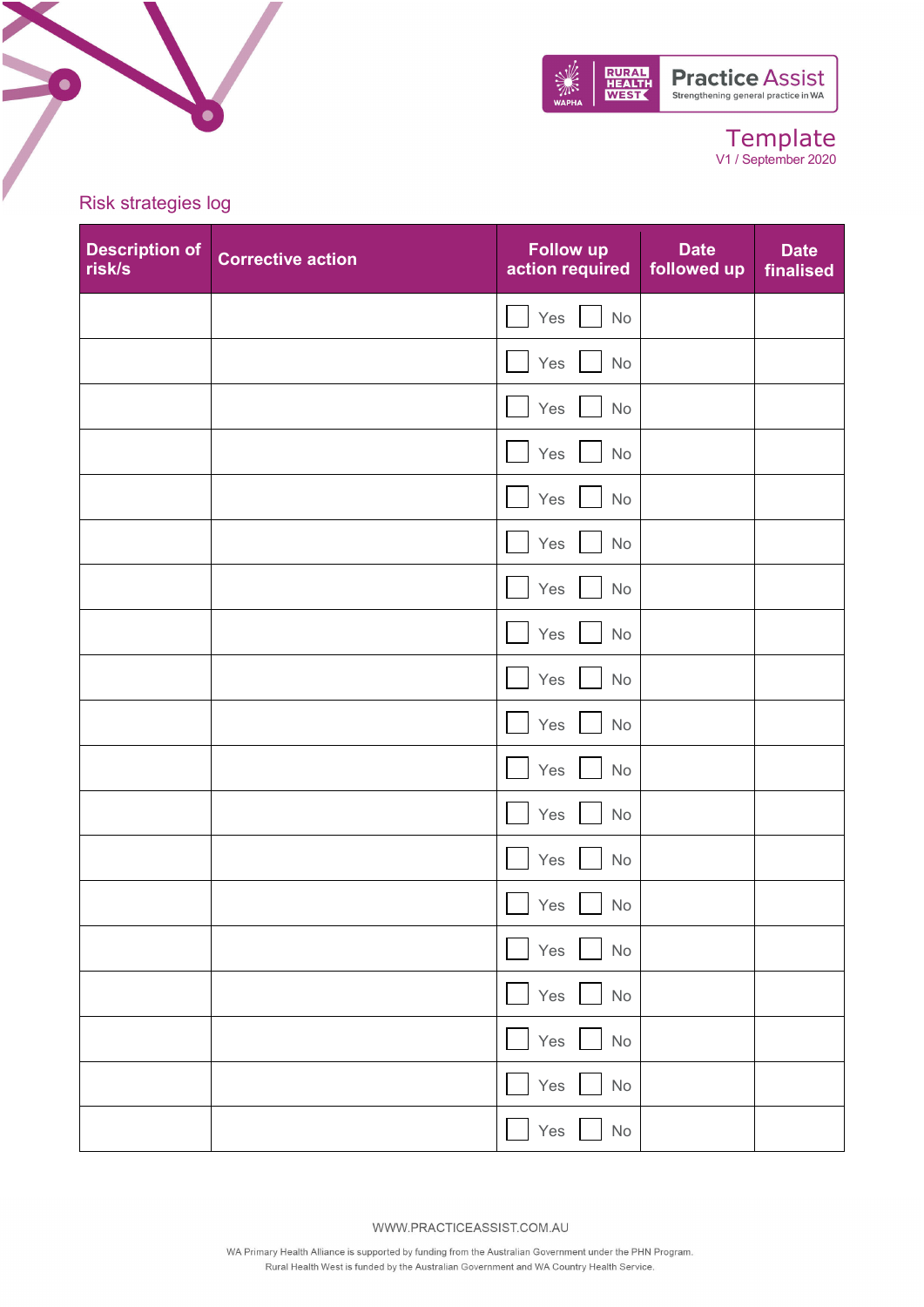Practice Assist
Strengthening general practice in WA

Template
V1 / September 2020

## Risk strategies log

| Description of risk/s | Corrective action | Follow up action required | Date followed up | Date finalised |
|---|---|---|---|---|
| | | ☐ Yes ☐ No | | |
| | | ☐ Yes ☐ No | | |
| | | ☐ Yes ☐ No | | |
| | | ☐ Yes ☐ No | | |
| | | ☐ Yes ☐ No | | |
| | | ☐ Yes ☐ No | | |
| | | ☐ Yes ☐ No | | |
| | | ☐ Yes ☐ No | | |
| | | ☐ Yes ☐ No | | |
| | | ☐ Yes ☐ No | | |
| | | ☐ Yes ☐ No | | |
| | | ☐ Yes ☐ No | | |
| | | ☐ Yes ☐ No | | |
| | | ☐ Yes ☐ No | | |
| | | ☐ Yes ☐ No | | |
| | | ☐ Yes ☐ No | | |
| | | ☐ Yes ☐ No | | |
| | | ☐ Yes ☐ No | | |
| | | ☐ Yes ☐ No | | |

WWW.PRACTICEASSIST.COM.AU

WA Primary Health Alliance is supported by funding from the Australian Government under the PHN Program.
Rural Health West is funded by the Australian Government and WA Country Health Service.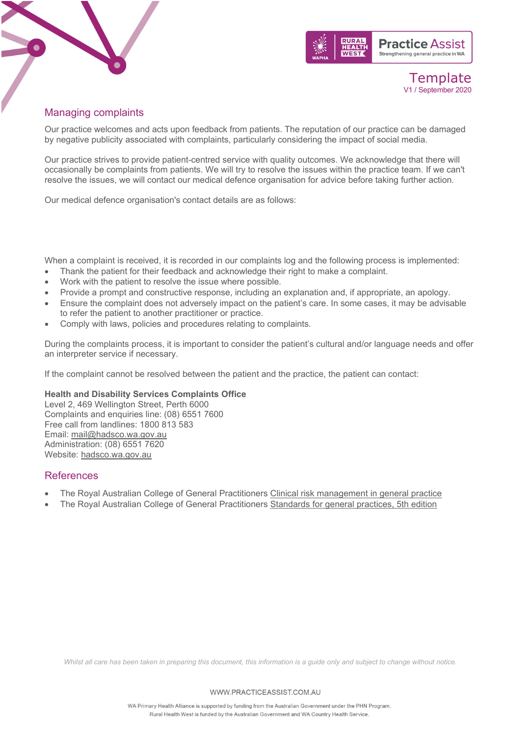Template
V1 / September 2020

## Managing complaints

Our practice welcomes and acts upon feedback from patients. The reputation of our practice can be damaged by negative publicity associated with complaints, particularly considering the impact of social media.

Our practice strives to provide patient-centred service with quality outcomes. We acknowledge that there will occasionally be complaints from patients. We will try to resolve the issues within the practice team. If we can't resolve the issues, we will contact our medical defence organisation for advice before taking further action.

Our medical defence organisation's contact details are as follows:

When a complaint is received, it is recorded in our complaints log and the following process is implemented:

- Thank the patient for their feedback and acknowledge their right to make a complaint.
- Work with the patient to resolve the issue where possible.
- Provide a prompt and constructive response, including an explanation and, if appropriate, an apology.
- Ensure the complaint does not adversely impact on the patient's care. In some cases, it may be advisable to refer the patient to another practitioner or practice.
- Comply with laws, policies and procedures relating to complaints.

During the complaints process, it is important to consider the patient's cultural and/or language needs and offer an interpreter service if necessary.

If the complaint cannot be resolved between the patient and the practice, the patient can contact:

**Health and Disability Services Complaints Office**
Level 2, 469 Wellington Street, Perth 6000
Complaints and enquiries line: (08) 6551 7600
Free call from landlines: 1800 813 583
Email: mail@hadsco.wa.gov.au
Administration: (08) 6551 7620
Website: hadsco.wa.gov.au

## References

- The Royal Australian College of General Practitioners Clinical risk management in general practice
- The Royal Australian College of General Practitioners Standards for general practices, 5th edition

*Whilst all care has been taken in preparing this document, this information is a guide only and subject to change without notice.*